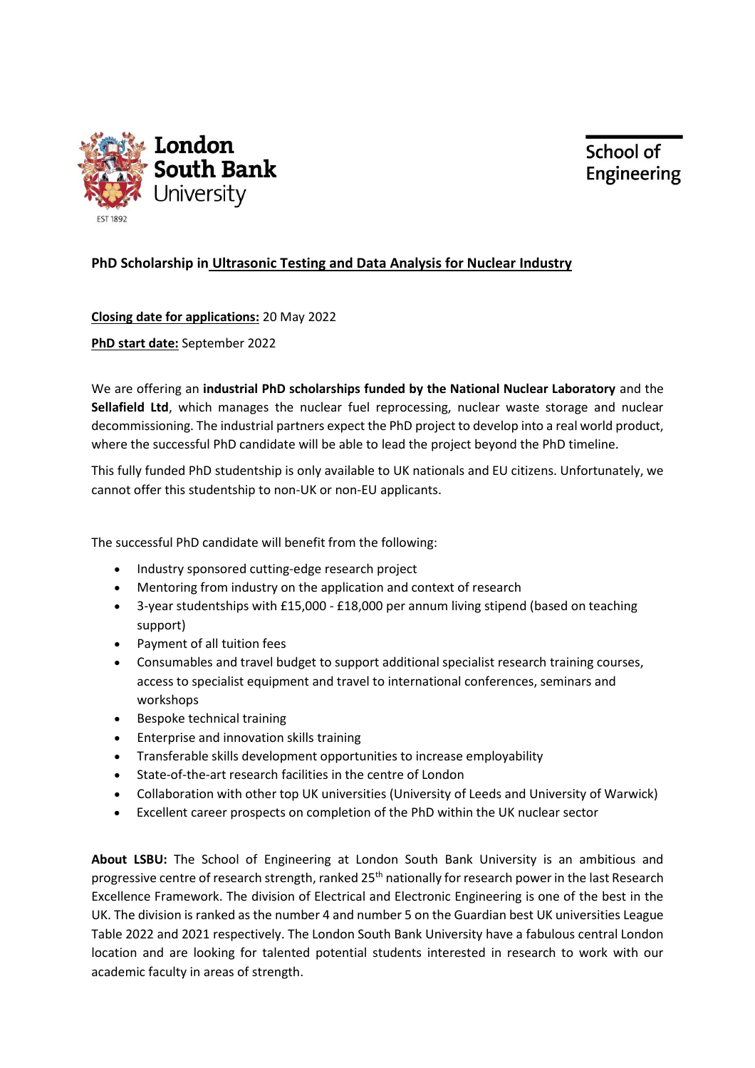London South Bank University

EST 1892

School of Engineering

**PhD Scholarship in Ultrasonic Testing and Data Analysis for Nuclear Industry**

**Closing date for applications:** 20 May 2022

**PhD start date:** September 2022

We are offering an **industrial PhD scholarships funded by the National Nuclear Laboratory** and the **Sellafield Ltd**, which manages the nuclear fuel reprocessing, nuclear waste storage and nuclear decommissioning. The industrial partners expect the PhD project to develop into a real world product, where the successful PhD candidate will be able to lead the project beyond the PhD timeline.

This fully funded PhD studentship is only available to UK nationals and EU citizens. Unfortunately, we cannot offer this studentship to non-UK or non-EU applicants.

The successful PhD candidate will benefit from the following:

- Industry sponsored cutting-edge research project
- Mentoring from industry on the application and context of research
- 3-year studentships with £15,000 - £18,000 per annum living stipend (based on teaching support)
- Payment of all tuition fees
- Consumables and travel budget to support additional specialist research training courses, access to specialist equipment and travel to international conferences, seminars and workshops
- Bespoke technical training
- Enterprise and innovation skills training
- Transferable skills development opportunities to increase employability
- State-of-the-art research facilities in the centre of London
- Collaboration with other top UK universities (University of Leeds and University of Warwick)
- Excellent career prospects on completion of the PhD within the UK nuclear sector

**About LSBU:** The School of Engineering at London South Bank University is an ambitious and progressive centre of research strength, ranked 25th nationally for research power in the last Research Excellence Framework. The division of Electrical and Electronic Engineering is one of the best in the UK. The division is ranked as the number 4 and number 5 on the Guardian best UK universities League Table 2022 and 2021 respectively. The London South Bank University have a fabulous central London location and are looking for talented potential students interested in research to work with our academic faculty in areas of strength.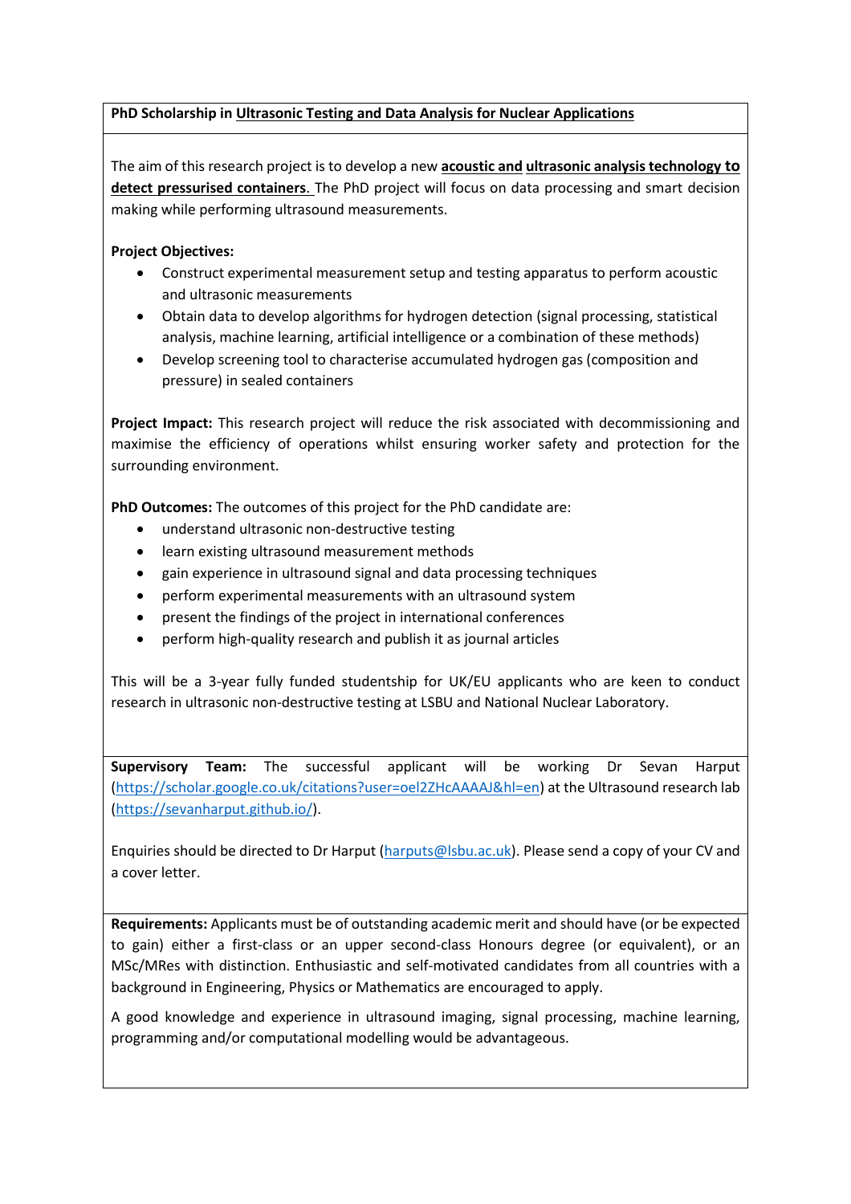**PhD Scholarship in Ultrasonic Testing and Data Analysis for Nuclear Applications**

The aim of this research project is to develop a new **acoustic and ultrasonic analysis technology to detect pressurised containers**. The PhD project will focus on data processing and smart decision making while performing ultrasound measurements.

**Project Objectives:**

- Construct experimental measurement setup and testing apparatus to perform acoustic and ultrasonic measurements
- Obtain data to develop algorithms for hydrogen detection (signal processing, statistical analysis, machine learning, artificial intelligence or a combination of these methods)
- Develop screening tool to characterise accumulated hydrogen gas (composition and pressure) in sealed containers

**Project Impact:** This research project will reduce the risk associated with decommissioning and maximise the efficiency of operations whilst ensuring worker safety and protection for the surrounding environment.

**PhD Outcomes:** The outcomes of this project for the PhD candidate are:

- understand ultrasonic non-destructive testing
- learn existing ultrasound measurement methods
- gain experience in ultrasound signal and data processing techniques
- perform experimental measurements with an ultrasound system
- present the findings of the project in international conferences
- perform high-quality research and publish it as journal articles

This will be a 3-year fully funded studentship for UK/EU applicants who are keen to conduct research in ultrasonic non-destructive testing at LSBU and National Nuclear Laboratory.

**Supervisory Team:** The successful applicant will be working Dr Sevan Harput (https://scholar.google.co.uk/citations?user=oel2ZHcAAAAJ&hl=en) at the Ultrasound research lab (https://sevanharput.github.io/).

Enquiries should be directed to Dr Harput (harputs@lsbu.ac.uk). Please send a copy of your CV and a cover letter.

**Requirements:** Applicants must be of outstanding academic merit and should have (or be expected to gain) either a first-class or an upper second-class Honours degree (or equivalent), or an MSc/MRes with distinction. Enthusiastic and self-motivated candidates from all countries with a background in Engineering, Physics or Mathematics are encouraged to apply.

A good knowledge and experience in ultrasound imaging, signal processing, machine learning, programming and/or computational modelling would be advantageous.